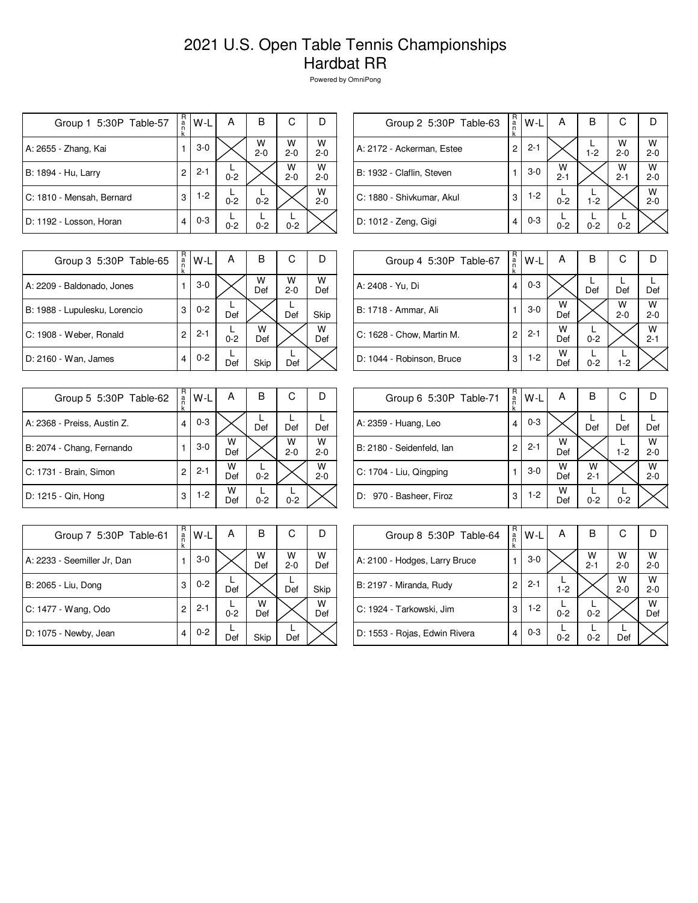# 2021 U.S. Open Table Tennis Championships
## Hardbat RR

Powered by OmniPong

| Group 1 5:30P Table-57 | Rank | W-L | A | B | C | D |
|---|---|---|---|---|---|---|
| A: 2655 - Zhang, Kai | 1 | 3-0 | | W 2-0 | W 2-0 | W 2-0 |
| B: 1894 - Hu, Larry | 2 | 2-1 | L 0-2 | | W 2-0 | W 2-0 |
| C: 1810 - Mensah, Bernard | 3 | 1-2 | L 0-2 | L 0-2 | | W 2-0 |
| D: 1192 - Losson, Horan | 4 | 0-3 | L 0-2 | L 0-2 | L 0-2 | |

| Group 2 5:30P Table-63 | Rank | W-L | A | B | C | D |
|---|---|---|---|---|---|---|
| A: 2172 - Ackerman, Estee | 2 | 2-1 | | L 1-2 | W 2-0 | W 2-0 |
| B: 1932 - Claflin, Steven | 1 | 3-0 | W 2-1 | | W 2-1 | W 2-0 |
| C: 1880 - Shivkumar, Akul | 3 | 1-2 | L 0-2 | L 1-2 | | W 2-0 |
| D: 1012 - Zeng, Gigi | 4 | 0-3 | L 0-2 | L 0-2 | L 0-2 | |

| Group 3 5:30P Table-65 | Rank | W-L | A | B | C | D |
|---|---|---|---|---|---|---|
| A: 2209 - Baldonado, Jones | 1 | 3-0 | | W Def | W 2-0 | W Def |
| B: 1988 - Lupulesku, Lorencio | 3 | 0-2 | L Def | | L Def | Skip |
| C: 1908 - Weber, Ronald | 2 | 2-1 | L 0-2 | W Def | | W Def |
| D: 2160 - Wan, James | 4 | 0-2 | L Def | Skip | L Def | |

| Group 4 5:30P Table-67 | Rank | W-L | A | B | C | D |
|---|---|---|---|---|---|---|
| A: 2408 - Yu, Di | 4 | 0-3 | | L Def | L Def | L Def |
| B: 1718 - Ammar, Ali | 1 | 3-0 | W Def | | W 2-0 | W 2-0 |
| C: 1628 - Chow, Martin M. | 2 | 2-1 | W Def | L 0-2 | | W 2-1 |
| D: 1044 - Robinson, Bruce | 3 | 1-2 | W Def | L 0-2 | L 1-2 | |

| Group 5 5:30P Table-62 | Rank | W-L | A | B | C | D |
|---|---|---|---|---|---|---|
| A: 2368 - Preiss, Austin Z. | 4 | 0-3 | | L Def | L Def | L Def |
| B: 2074 - Chang, Fernando | 1 | 3-0 | W Def | | W 2-0 | W 2-0 |
| C: 1731 - Brain, Simon | 2 | 2-1 | W Def | L 0-2 | | W 2-0 |
| D: 1215 - Qin, Hong | 3 | 1-2 | W Def | L 0-2 | L 0-2 | |

| Group 6 5:30P Table-71 | Rank | W-L | A | B | C | D |
|---|---|---|---|---|---|---|
| A: 2359 - Huang, Leo | 4 | 0-3 | | L Def | L Def | L Def |
| B: 2180 - Seidenfeld, Ian | 2 | 2-1 | W Def | | L 1-2 | W 2-0 |
| C: 1704 - Liu, Qingping | 1 | 3-0 | W Def | W 2-1 | | W 2-0 |
| D: 970 - Basheer, Firoz | 3 | 1-2 | W Def | L 0-2 | L 0-2 | |

| Group 7 5:30P Table-61 | Rank | W-L | A | B | C | D |
|---|---|---|---|---|---|---|
| A: 2233 - Seemiller Jr, Dan | 1 | 3-0 | | W Def | W 2-0 | W Def |
| B: 2065 - Liu, Dong | 3 | 0-2 | L Def | | L Def | Skip |
| C: 1477 - Wang, Odo | 2 | 2-1 | L 0-2 | W Def | | W Def |
| D: 1075 - Newby, Jean | 4 | 0-2 | L Def | Skip | L Def | |

| Group 8 5:30P Table-64 | Rank | W-L | A | B | C | D |
|---|---|---|---|---|---|---|
| A: 2100 - Hodges, Larry Bruce | 1 | 3-0 | | W 2-1 | W 2-0 | W 2-0 |
| B: 2197 - Miranda, Rudy | 2 | 2-1 | L 1-2 | | W 2-0 | W 2-0 |
| C: 1924 - Tarkowski, Jim | 3 | 1-2 | L 0-2 | L 0-2 | | W Def |
| D: 1553 - Rojas, Edwin Rivera | 4 | 0-3 | L 0-2 | L 0-2 | L Def | |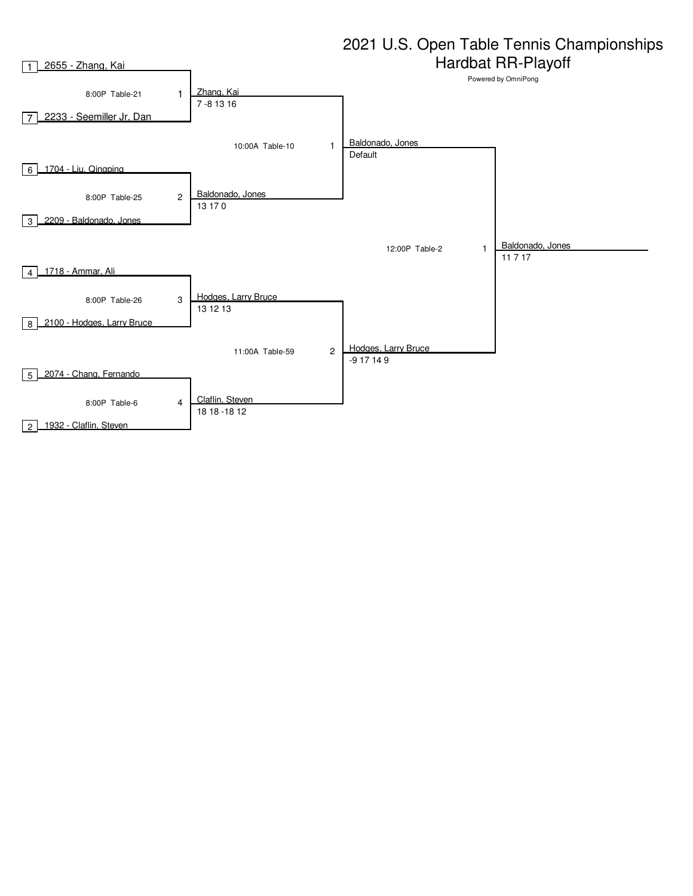# 2021 U.S. Open Table Tennis Championships

## Hardbat RR-Playoff

Powered by OmniPong

1 2655 - Zhang, Kai

8:00P Table-21 1

Zhang, Kai
7 -8 13 16

7 2233 - Seemiller Jr, Dan

10:00A Table-10 1

Baldonado, Jones
Default

6 1704 - Liu, Qingping

8:00P Table-25 2

Baldonado, Jones
13 17 0

3 2209 - Baldonado, Jones

12:00P Table-2 1

Baldonado, Jones
11 7 17

4 1718 - Ammar, Ali

8:00P Table-26 3

Hodges, Larry Bruce
13 12 13

8 2100 - Hodges, Larry Bruce

11:00A Table-59 2

Hodges, Larry Bruce
-9 17 14 9

5 2074 - Chang, Fernando

8:00P Table-6 4

Claflin, Steven
18 18 -18 12

2 1932 - Claflin, Steven